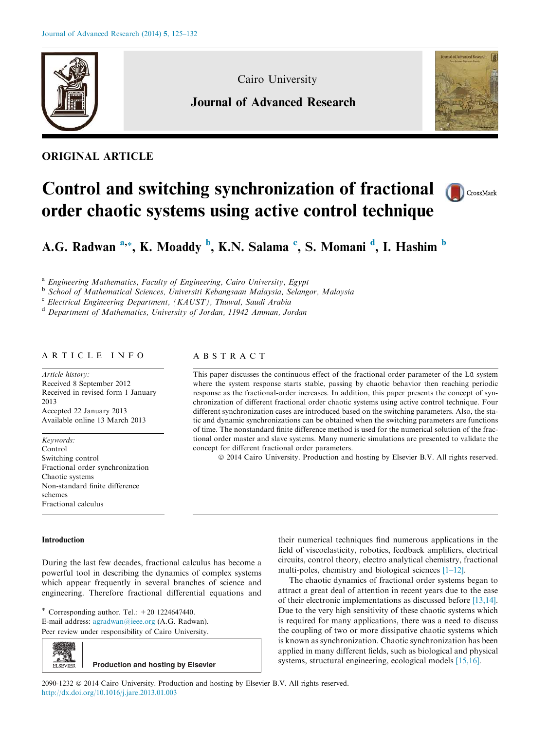Cairo University

**Journal of Advanced Research**

## ORIGINAL ARTICLE

# Control and switching synchronization of fractional order chaotic systems using active control technique

**A.G. Radwan [a,*], K. Moaddy [b], K.N. Salama [c], S. Momani [d], I. Hashim [b]**

[a] *Engineering Mathematics, Faculty of Engineering, Cairo University, Egypt*
[b] *School of Mathematical Sciences, Universiti Kebangsaan Malaysia, Selangor, Malaysia*
[c] *Electrical Engineering Department, (KAUST), Thuwal, Saudi Arabia*
[d] *Department of Mathematics, University of Jordan, 11942 Amman, Jordan*

## ARTICLE INFO

*Article history:*
Received 8 September 2012
Received in revised form 1 January 2013
Accepted 22 January 2013
Available online 13 March 2013

*Keywords:*
Control
Switching control
Fractional order synchronization
Chaotic systems
Non-standard finite difference schemes
Fractional calculus

## ABSTRACT

This paper discusses the continuous effect of the fractional order parameter of the Lü system where the system response starts stable, passing by chaotic behavior then reaching periodic response as the fractional-order increases. In addition, this paper presents the concept of synchronization of different fractional order chaotic systems using active control technique. Four different synchronization cases are introduced based on the switching parameters. Also, the static and dynamic synchronizations can be obtained when the switching parameters are functions of time. The nonstandard finite difference method is used for the numerical solution of the fractional order master and slave systems. Many numeric simulations are presented to validate the concept for different fractional order parameters.

© 2014 Cairo University. Production and hosting by Elsevier B.V. All rights reserved.

## Introduction

During the last few decades, fractional calculus has become a powerful tool in describing the dynamics of complex systems which appear frequently in several branches of science and engineering. Therefore fractional differential equations and their numerical techniques find numerous applications in the field of viscoelasticity, robotics, feedback amplifiers, electrical circuits, control theory, electro analytical chemistry, fractional multi-poles, chemistry and biological sciences [1–12].

The chaotic dynamics of fractional order systems began to attract a great deal of attention in recent years due to the ease of their electronic implementations as discussed before [13,14]. Due to the very high sensitivity of these chaotic systems which is required for many applications, there was a need to discuss the coupling of two or more dissipative chaotic systems which is known as synchronization. Chaotic synchronization has been applied in many different fields, such as biological and physical systems, structural engineering, ecological models [15,16].

* Corresponding author. Tel.: +20 1224647440.
E-mail address: agradwan@ieee.org (A.G. Radwan).
Peer review under responsibility of Cairo University.

Production and hosting by Elsevier

2090-1232 © 2014 Cairo University. Production and hosting by Elsevier B.V. All rights reserved.
http://dx.doi.org/10.1016/j.jare.2013.01.003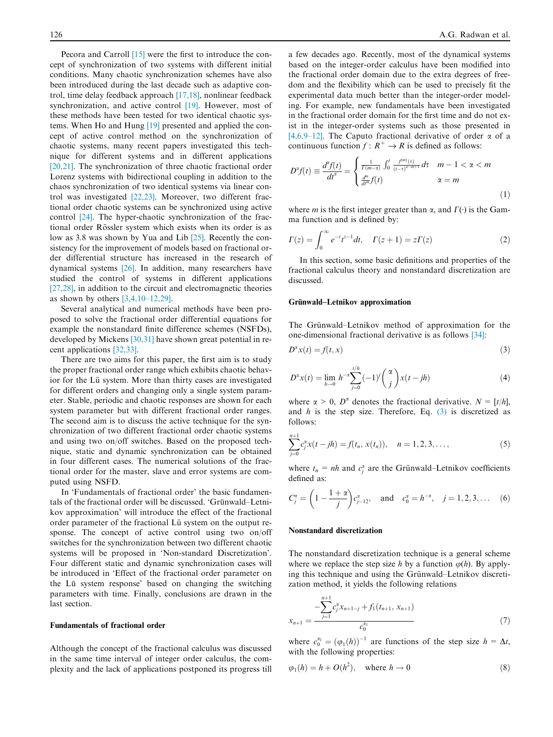Pecora and Carroll [15] were the first to introduce the concept of synchronization of two systems with different initial conditions. Many chaotic synchronization schemes have also been introduced during the last decade such as adaptive control, time delay feedback approach [17,18], nonlinear feedback synchronization, and active control [19]. However, most of these methods have been tested for two identical chaotic systems. When Ho and Hung [19] presented and applied the concept of active control method on the synchronization of chaotic systems, many recent papers investigated this technique for different systems and in different applications [20,21]. The synchronization of three chaotic fractional order Lorenz systems with bidirectional coupling in addition to the chaos synchronization of two identical systems via linear control was investigated [22,23]. Moreover, two different fractional order chaotic systems can be synchronized using active control [24]. The hyper-chaotic synchronization of the fractional order Rössler system which exists when its order is as low as 3.8 was shown by Yua and Lib [25]. Recently the consistency for the improvement of models based on fractional order differential structure has increased in the research of dynamical systems [26]. In addition, many researchers have studied the control of systems in different applications [27,28], in addition to the circuit and electromagnetic theories as shown by others [3,4,10–12,29].

Several analytical and numerical methods have been proposed to solve the fractional order differential equations for example the nonstandard finite difference schemes (NSFDs), developed by Mickens [30,31] have shown great potential in recent applications [32,33].

There are two aims for this paper, the first aim is to study the proper fractional order range which exhibits chaotic behavior for the Lü system. More than thirty cases are investigated for different orders and changing only a single system parameter. Stable, periodic and chaotic responses are shown for each system parameter but with different fractional order ranges. The second aim is to discuss the active technique for the synchronization of two different fractional order chaotic systems and using two on/off switches. Based on the proposed technique, static and dynamic synchronization can be obtained in four different cases. The numerical solutions of the fractional order for the master, slave and error systems are computed using NSFD.

In 'Fundamentals of fractional order' the basic fundamentals of the fractional order will be discussed. 'Grünwald–Letnikov approximation' will introduce the effect of the fractional order parameter of the fractional Lü system on the output response. The concept of active control using two on/off switches for the synchronization between two different chaotic systems will be proposed in 'Non-standard Discretization'. Four different static and dynamic synchronization cases will be introduced in 'Effect of the fractional order parameter on the Lü system response' based on changing the switching parameters with time. Finally, conclusions are drawn in the last section.

## Fundamentals of fractional order

Although the concept of the fractional calculus was discussed in the same time interval of integer order calculus, the complexity and the lack of applications postponed its progress till a few decades ago. Recently, most of the dynamical systems based on the integer-order calculus have been modified into the fractional order domain due to the extra degrees of freedom and the flexibility which can be used to precisely fit the experimental data much better than the integer-order modeling. For example, new fundamentals have been investigated in the fractional order domain for the first time and do not exist in the integer-order systems such as those presented in [4,6,9–12]. The Caputo fractional derivative of order $\alpha$ of a continuous function $f : R^+ \to R$ is defined as follows:

$$D^\alpha f(t) \equiv \frac{d^\alpha f(t)}{dt^\alpha} = \begin{cases} \frac{1}{\Gamma(m-\alpha)} \int_0^t \frac{f^{(m)}(\tau)}{(t-\tau)^{\alpha-m+1}} d\tau & m-1 < \alpha < m \\ \frac{d^m}{dt^m} f(t) & \alpha = m \end{cases} \tag{1}$$

where $m$ is the first integer greater than $\alpha$, and $\Gamma(\cdot)$ is the Gamma function and is defined by:

$$\Gamma(z) = \int_0^\infty e^{-t} t^{z-1} dt, \quad \Gamma(z+1) = z\Gamma(z) \tag{2}$$

In this section, some basic definitions and properties of the fractional calculus theory and nonstandard discretization are discussed.

### Grünwald–Letnikov approximation

The Grünwald–Letnikov method of approximation for the one-dimensional fractional derivative is as follows [34]:

$$D^\alpha x(t) = f(t, x) \tag{3}$$

$$D^\alpha x(t) = \lim_{h \to 0} h^{-\alpha} \sum_{j=0}^{t/h} (-1)^j \binom{\alpha}{j} x(t - jh) \tag{4}$$

where $\alpha > 0$, $D^\alpha$ denotes the fractional derivative. $N = [t/h]$, and $h$ is the step size. Therefore, Eq. (3) is discretized as follows:

$$\sum_{j=0}^{n+1} c_j^\alpha x(t - jh) = f(t_n, x(t_n)), \quad n = 1, 2, 3, \ldots, \tag{5}$$

where $t_n = nh$ and $c_j^\alpha$ are the Grünwald–Letnikov coefficients defined as:

$$C_j^\alpha = \left(1 - \frac{1+\alpha}{j}\right) c_{j-12}^\alpha, \quad \text{and} \quad c_0^\alpha = h^{-\alpha}, \quad j = 1, 2, 3, \ldots \tag{6}$$

### Nonstandard discretization

The nonstandard discretization technique is a general scheme where we replace the step size $h$ by a function $\varphi(h)$. By applying this technique and using the Grünwald–Letnikov discretization method, it yields the following relations

$$x_{n+1} = \frac{-\sum_{j=1}^{n+1} c_j^\alpha x_{n+1-j} + f_1(t_{n+1}, x_{n+1})}{c_0^{\alpha_1}} \tag{7}$$

where $c_0^{\alpha_1} = (\varphi_1(h))^{-1}$ are functions of the step size $h = \Delta t$, with the following properties:

$$\varphi_1(h) = h + O(h^2), \quad \text{where } h \to 0 \tag{8}$$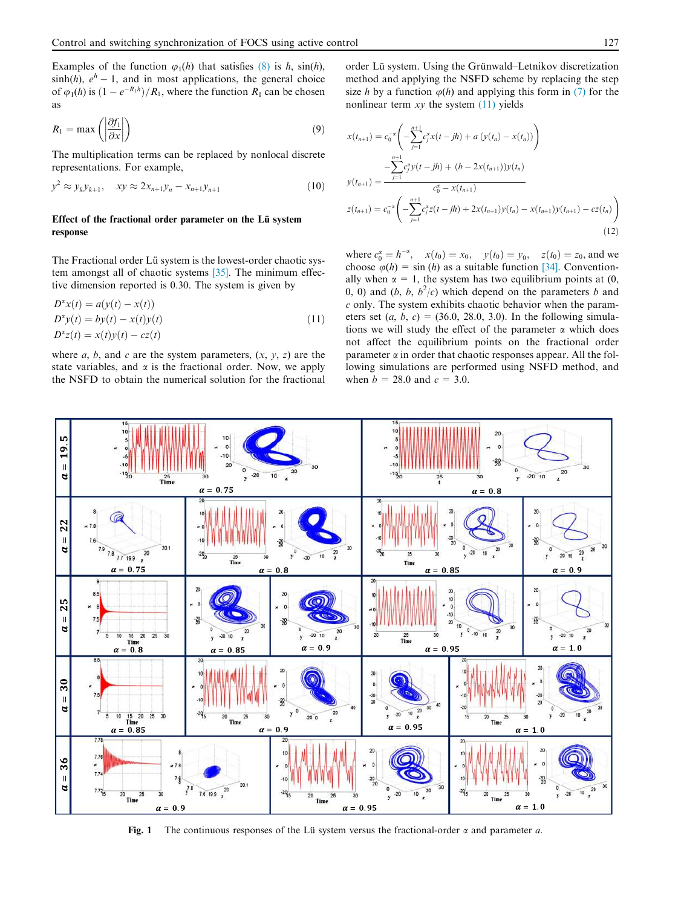Examples of the function $\varphi_1(h)$ that satisfies (8) is $h$, $\sin(h)$, $\sinh(h)$, $e^h - 1$, and in most applications, the general choice of $\varphi_1(h)$ is $(1 - e^{-R_1 h})/R_1$, where the function $R_1$ can be chosen as

$$R_1 = \max\left(\left|\frac{\partial f_1}{\partial x}\right|\right) \tag{9}$$

The multiplication terms can be replaced by nonlocal discrete representations. For example,

$$y^2 \approx y_k y_{k+1}, \quad xy \approx 2x_{n+1}y_n - x_{n+1}y_{n+1} \tag{10}$$

### Effect of the fractional order parameter on the Lü system response

The Fractional order Lü system is the lowest-order chaotic system amongst all of chaotic systems [35]. The minimum effective dimension reported is 0.30. The system is given by

$$\begin{aligned} D^\alpha x(t) &= a(y(t) - x(t)) \\ D^\alpha y(t) &= by(t) - x(t)y(t) \\ D^\alpha z(t) &= x(t)y(t) - cz(t) \end{aligned} \tag{11}$$

where $a$, $b$, and $c$ are the system parameters, $(x, y, z)$ are the state variables, and $\alpha$ is the fractional order. Now, we apply the NSFD to obtain the numerical solution for the fractional order Lü system. Using the Grünwald–Letnikov discretization method and applying the NSFD scheme by replacing the step size $h$ by a function $\varphi(h)$ and applying this form in (7) for the nonlinear term $xy$ the system (11) yields

$$\begin{aligned} x(t_{n+1}) &= c_0^{-\alpha}\left(-\sum_{j=1}^{n+1} c_j^\alpha x(t - jh) + a\,(y(t_n) - x(t_n))\right) \\ y(t_{n+1}) &= \frac{-\sum_{j=1}^{n+1} c_j^\alpha y(t - jh) + (b - 2x(t_{n+1}))y(t_n)}{c_0^\alpha - x(t_{n+1})} \\ z(t_{n+1}) &= c_0^{-\alpha}\left(-\sum_{j=1}^{n+1} c_j^\alpha z(t - jh) + 2x(t_{n+1})y(t_n) - x(t_{n+1})y(t_{n+1}) - cz(t_n)\right) \end{aligned} \tag{12}$$

where $c_0^\alpha = h^{-\alpha}$, $x(t_0) = x_0$, $y(t_0) = y_0$, $z(t_0) = z_0$, and we choose $\varphi(h) = \sin(h)$ as a suitable function [34]. Conventionally when $\alpha = 1$, the system has two equilibrium points at (0, 0, 0) and $(b, b, b^2/c)$ which depend on the parameters $b$ and $c$ only. The system exhibits chaotic behavior when the parameters set $(a, b, c) = (36.0, 28.0, 3.0)$. In the following simulations we will study the effect of the parameter $\alpha$ which does not affect the equilibrium points on the fractional order parameter $\alpha$ in order that chaotic responses appear. All the following simulations are performed using NSFD method, and when $b = 28.0$ and $c = 3.0$.

**Fig. 1** The continuous responses of the Lü system versus the fractional-order $\alpha$ and parameter $a$.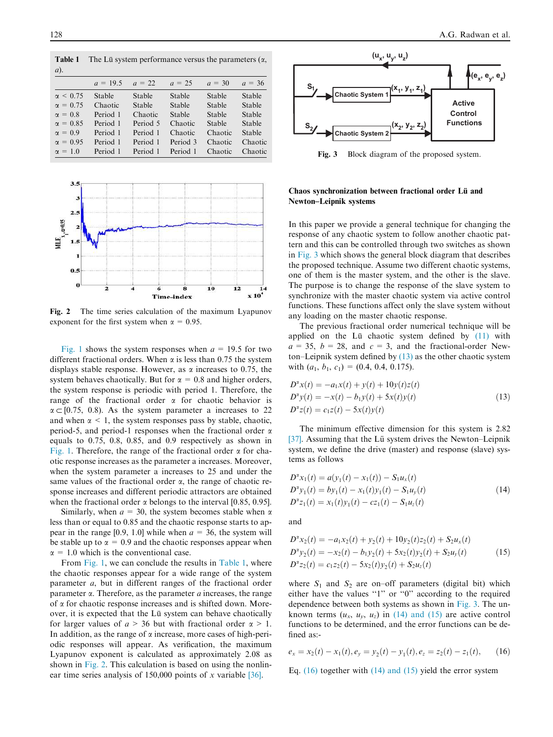**Table 1** The Lü system performance versus the parameters ($\alpha$, $a$).

| | $a$ = 19.5 | $a$ = 22 | $a$ = 25 | $a$ = 30 | $a$ = 36 |
|---|---|---|---|---|---|
| $\alpha$ < 0.75 | Stable | Stable | Stable | Stable | Stable |
| $\alpha$ = 0.75 | Chaotic | Stable | Stable | Stable | Stable |
| $\alpha$ = 0.8 | Period 1 | Chaotic | Stable | Stable | Stable |
| $\alpha$ = 0.85 | Period 1 | Period 5 | Chaotic | Stable | Stable |
| $\alpha$ = 0.9 | Period 1 | Period 1 | Chaotic | Chaotic | Stable |
| $\alpha$ = 0.95 | Period 1 | Period 3 | Chaotic | Chaotic | Chaotic |
| $\alpha$ = 1.0 | Period 1 | Period 1 | Period 1 | Chaotic | Chaotic |

**Fig. 2** The time series calculation of the maximum Lyapunov exponent for the first system when $\alpha$ = 0.95.

Fig. 1 shows the system responses when $a$ = 19.5 for two different fractional orders. When $\alpha$ is less than 0.75 the system displays stable response. However, as $\alpha$ increases to 0.75, the system behaves chaotically. But for $\alpha$ = 0.8 and higher orders, the system response is periodic with period 1. Therefore, the range of the fractional order $\alpha$ for chaotic behavior is $\alpha \subset [0.75, 0.8)$. As the system parameter a increases to 22 and when $\alpha$ < 1, the system responses pass by stable, chaotic, period-5, and period-1 responses when the fractional order $\alpha$ equals to 0.75, 0.8, 0.85, and 0.9 respectively as shown in Fig. 1. Therefore, the range of the fractional order $\alpha$ for chaotic response increases as the parameter a increases. Moreover, when the system parameter a increases to 25 and under the same values of the fractional order $\alpha$, the range of chaotic response increases and different periodic attractors are obtained when the fractional order $\alpha$ belongs to the interval [0.85, 0.95].

Similarly, when $a$ = 30, the system becomes stable when $\alpha$ less than or equal to 0.85 and the chaotic response starts to appear in the range [0.9, 1.0] while when $a$ = 36, the system will be stable up to $\alpha$ = 0.9 and the chaotic responses appear when $\alpha$ = 1.0 which is the conventional case.

From Fig. 1, we can conclude the results in Table 1, where the chaotic responses appear for a wide range of the system parameter $a$, but in different ranges of the fractional order parameter $\alpha$. Therefore, as the parameter $a$ increases, the range of $\alpha$ for chaotic response increases and is shifted down. Moreover, it is expected that the Lü system can behave chaotically for larger values of $a$ > 36 but with fractional order $\alpha$ > 1. In addition, as the range of $\alpha$ increase, more cases of high-periodic responses will appear. As verification, the maximum Lyapunov exponent is calculated as approximately 2.08 as shown in Fig. 2. This calculation is based on using the nonlinear time series analysis of 150,000 points of $x$ variable [36].

**Fig. 3** Block diagram of the proposed system.

## Chaos synchronization between fractional order Lü and Newton–Leipnik systems

In this paper we provide a general technique for changing the response of any chaotic system to follow another chaotic pattern and this can be controlled through two switches as shown in Fig. 3 which shows the general block diagram that describes the proposed technique. Assume two different chaotic systems, one of them is the master system, and the other is the slave. The purpose is to change the response of the slave system to synchronize with the master chaotic system via active control functions. These functions affect only the slave system without any loading on the master chaotic response.

The previous fractional order numerical technique will be applied on the Lü chaotic system defined by (11) with $a$ = 35, $b$ = 28, and $c$ = 3, and the fractional-order Newton–Leipnik system defined by (13) as the other chaotic system with $(a_1, b_1, c_1)$ = (0.4, 0.4, 0.175).

$$
\begin{aligned}
D^{\alpha}x(t) &= -a_1x(t) + y(t) + 10y(t)z(t) \\
D^{\alpha}y(t) &= -x(t) - b_1y(t) + 5x(t)y(t) \\
D^{\alpha}z(t) &= c_1z(t) - 5x(t)y(t)
\end{aligned} \tag{13}
$$

The minimum effective dimension for this system is 2.82 [37]. Assuming that the Lü system drives the Newton–Leipnik system, we define the drive (master) and response (slave) systems as follows

$$
\begin{aligned}
D^{\alpha}x_1(t) &= a(y_1(t) - x_1(t)) - S_1u_x(t) \\
D^{\alpha}y_1(t) &= by_1(t) - x_1(t)y_1(t) - S_1u_y(t) \\
D^{\alpha}z_1(t) &= x_1(t)y_1(t) - cz_1(t) - S_1u_z(t)
\end{aligned} \tag{14}
$$

and

$$
\begin{aligned}
D^{\alpha}x_2(t) &= -a_1x_2(t) + y_2(t) + 10y_2(t)z_2(t) + S_2u_x(t) \\
D^{\alpha}y_2(t) &= -x_2(t) - b_1y_2(t) + 5x_2(t)y_2(t) + S_2u_y(t) \\
D^{\alpha}z_2(t) &= c_1z_2(t) - 5x_2(t)y_2(t) + S_2u_z(t)
\end{aligned} \tag{15}
$$

where $S_1$ and $S_2$ are on–off parameters (digital bit) which either have the values "1" or "0" according to the required dependence between both systems as shown in Fig. 3. The unknown terms $(u_x, u_y, u_z)$ in (14) and (15) are active control functions to be determined, and the error functions can be defined as:-

$$
e_x = x_2(t) - x_1(t), e_y = y_2(t) - y_1(t), e_z = z_2(t) - z_1(t), \tag{16}
$$

Eq. (16) together with (14) and (15) yield the error system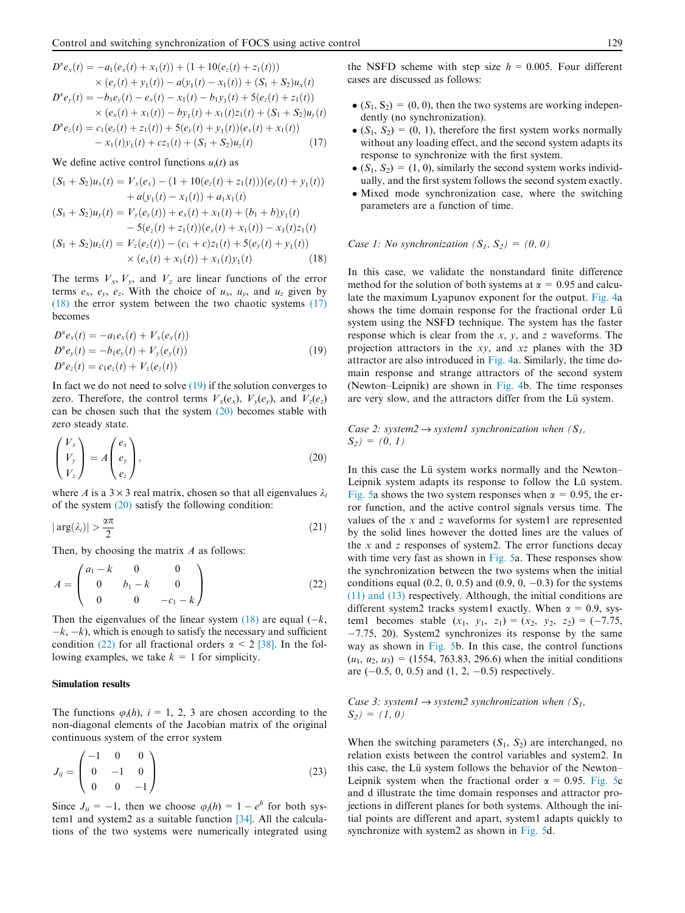$$
\begin{aligned}
D^{\alpha}e_x(t) &= -a_1(e_x(t)+x_1(t)) + (1+10(e_z(t)+z_1(t)))\\
&\quad\times(e_y(t)+y_1(t)) - a(y_1(t)-x_1(t)) + (S_1+S_2)u_x(t)\\
D^{\alpha}e_y(t) &= -b_1e_y(t) - e_x(t) - x_1(t) - b_1y_1(t) + 5(e_z(t)+z_1(t))\\
&\quad\times(e_x(t)+x_1(t)) - by_1(t) + x_1(t)z_1(t) + (S_1+S_2)u_y(t)\\
D^{\alpha}e_z(t) &= c_1(e_z(t)+z_1(t)) + 5(e_y(t)+y_1(t))(e_x(t)+x_1(t))\\
&\quad - x_1(t)y_1(t) + cz_1(t) + (S_1+S_2)u_z(t)
\end{aligned}
\tag{17}
$$

We define active control functions $u_i(t)$ as

$$
\begin{aligned}
(S_1+S_2)u_x(t) &= V_x(e_x) - (1+10(e_z(t)+z_1(t)))(e_y(t)+y_1(t))\\
&\quad + a(y_1(t)-x_1(t)) + a_1x_1(t)\\
(S_1+S_2)u_y(t) &= V_y(e_y(t)) + e_x(t) + x_1(t) + (b_1+b)y_1(t)\\
&\quad - 5(e_z(t)+z_1(t))(e_x(t)+x_1(t)) - x_1(t)z_1(t)\\
(S_1+S_2)u_z(t) &= V_z(e_z(t)) - (c_1+c)z_1(t) + 5(e_y(t)+y_1(t))\\
&\quad\times(e_x(t)+x_1(t)) + x_1(t)y_1(t)
\end{aligned}
\tag{18}
$$

The terms $V_x$, $V_y$, and $V_z$ are linear functions of the error terms $e_x$, $e_y$, $e_z$. With the choice of $u_x$, $u_y$, and $u_z$ given by (18) the error system between the two chaotic systems (17) becomes

$$
\begin{aligned}
D^{\alpha}e_x(t) &= -a_1e_x(t) + V_x(e_x(t))\\
D^{\alpha}e_y(t) &= -b_1e_y(t) + V_y(e_y(t))\\
D^{\alpha}e_z(t) &= c_1e_z(t) + V_z(e_z(t))
\end{aligned}
\tag{19}
$$

In fact we do not need to solve (19) if the solution converges to zero. Therefore, the control terms $V_x(e_x)$, $V_y(e_y)$, and $V_z(e_z)$ can be chosen such that the system (20) becomes stable with zero steady state.

$$
\begin{pmatrix} V_x \\ V_y \\ V_z \end{pmatrix} = A\begin{pmatrix} e_x \\ e_y \\ e_z \end{pmatrix},
\tag{20}
$$

where $A$ is a $3\times3$ real matrix, chosen so that all eigenvalues $\lambda_i$ of the system (20) satisfy the following condition:

$$
|\arg(\lambda_i)| > \frac{\alpha\pi}{2}
\tag{21}
$$

Then, by choosing the matrix $A$ as follows:

$$
A = \begin{pmatrix} a_1-k & 0 & 0 \\ 0 & b_1-k & 0 \\ 0 & 0 & -c_1-k \end{pmatrix}
\tag{22}
$$

Then the eigenvalues of the linear system (18) are equal $(-k, -k, -k)$, which is enough to satisfy the necessary and sufficient condition (22) for all fractional orders $\alpha < 2$ [38]. In the following examples, we take $k = 1$ for simplicity.

### Simulation results

The functions $\varphi_i(h)$, $i = 1, 2, 3$ are chosen according to the non-diagonal elements of the Jacobian matrix of the original continuous system of the error system

$$
J_{ij} = \begin{pmatrix} -1 & 0 & 0 \\ 0 & -1 & 0 \\ 0 & 0 & -1 \end{pmatrix}
\tag{23}
$$

Since $J_{ii} = -1$, then we choose $\varphi_i(h) = 1 - e^h$ for both system1 and system2 as a suitable function [34]. All the calculations of the two systems were numerically integrated using the NSFD scheme with step size $h = 0.005$. Four different cases are discussed as follows:

- $(S_1, S_2) = (0, 0)$, then the two systems are working independently (no synchronization).
- $(S_1, S_2) = (0, 1)$, therefore the first system works normally without any loading effect, and the second system adapts its response to synchronize with the first system.
- $(S_1, S_2) = (1, 0)$, similarly the second system works individually, and the first system follows the second system exactly.
- Mixed mode synchronization case, where the switching parameters are a function of time.

#### *Case 1: No synchronization $(S_1, S_2) = (0, 0)$*

In this case, we validate the nonstandard finite difference method for the solution of both systems at $\alpha = 0.95$ and calculate the maximum Lyapunov exponent for the output. Fig. 4a shows the time domain response for the fractional order Lü system using the NSFD technique. The system has the faster response which is clear from the $x$, $y$, and $z$ waveforms. The projection attractors in the $xy$, and $xz$ planes with the 3D attractor are also introduced in Fig. 4a. Similarly, the time domain response and strange attractors of the second system (Newton–Leipnik) are shown in Fig. 4b. The time responses are very slow, and the attractors differ from the Lü system.

#### *Case 2: system2 → system1 synchronization when $(S_1, S_2) = (0, 1)$*

In this case the Lü system works normally and the Newton–Leipnik system adapts its response to follow the Lü system. Fig. 5a shows the two system responses when $\alpha = 0.95$, the error function, and the active control signals versus time. The values of the $x$ and $z$ waveforms for system1 are represented by the solid lines however the dotted lines are the values of the $x$ and $z$ responses of system2. The error functions decay with time very fast as shown in Fig. 5a. These responses show the synchronization between the two systems when the initial conditions equal (0.2, 0, 0.5) and (0.9, 0, −0.3) for the systems (11) and (13) respectively. Although, the initial conditions are different system2 tracks system1 exactly. When $\alpha = 0.9$, system1 becomes stable $(x_1, y_1, z_1) = (x_2, y_2, z_2) = (-7.75, -7.75, 20)$. System2 synchronizes its response by the same way as shown in Fig. 5b. In this case, the control functions $(u_1, u_2, u_3) = (1554, 763.83, 296.6)$ when the initial conditions are (−0.5, 0, 0.5) and (1, 2, −0.5) respectively.

#### *Case 3: system1 → system2 synchronization when $(S_1, S_2) = (1, 0)$*

When the switching parameters $(S_1, S_2)$ are interchanged, no relation exists between the control variables and system2. In this case, the Lü system follows the behavior of the Newton–Leipnik system when the fractional order $\alpha = 0.95$. Fig. 5c and d illustrate the time domain responses and attractor projections in different planes for both systems. Although the initial points are different and apart, system1 adapts quickly to synchronize with system2 as shown in Fig. 5d.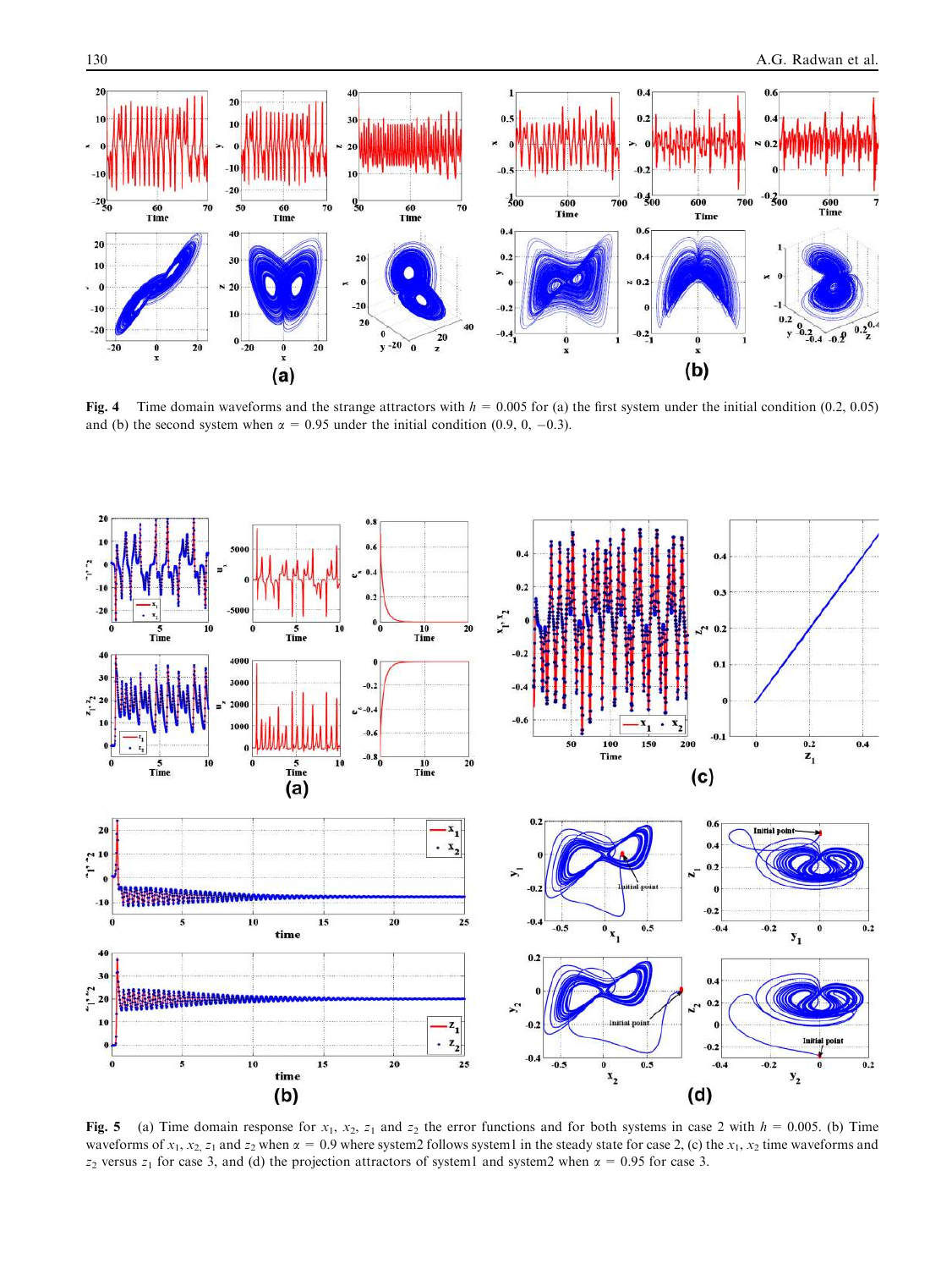**Fig. 4** Time domain waveforms and the strange attractors with $h = 0.005$ for (a) the first system under the initial condition (0.2, 0.05) and (b) the second system when $\alpha = 0.95$ under the initial condition (0.9, 0, −0.3).

**Fig. 5** (a) Time domain response for $x_1$, $x_2$, $z_1$ and $z_2$ the error functions and for both systems in case 2 with $h = 0.005$. (b) Time waveforms of $x_1$, $x_2$, $z_1$ and $z_2$ when $\alpha = 0.9$ where system2 follows system1 in the steady state for case 2, (c) the $x_1$, $x_2$ time waveforms and $z_2$ versus $z_1$ for case 3, and (d) the projection attractors of system1 and system2 when $\alpha = 0.95$ for case 3.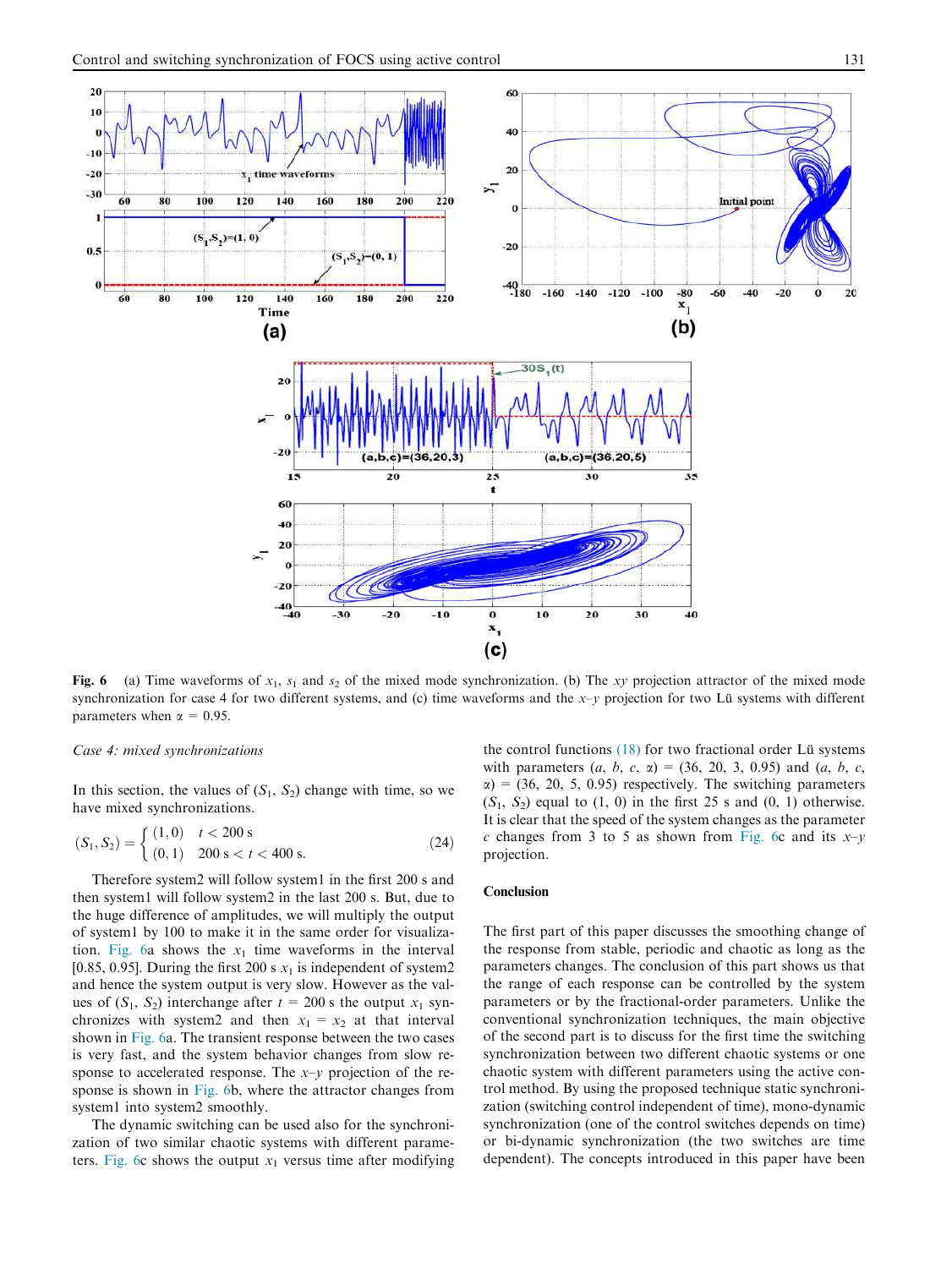**Fig. 6** (a) Time waveforms of $x_1$, $s_1$ and $s_2$ of the mixed mode synchronization. (b) The $xy$ projection attractor of the mixed mode synchronization for case 4 for two different systems, and (c) time waveforms and the $x$–$y$ projection for two Lü systems with different parameters when $\alpha = 0.95$.

*Case 4: mixed synchronizations*

In this section, the values of ($S_1$, $S_2$) change with time, so we have mixed synchronizations.

$$(S_1, S_2) = \begin{cases} (1,0) & t < 200 \text{ s} \\ (0,1) & 200 \text{ s} < t < 400 \text{ s}. \end{cases} \tag{24}$$

Therefore system2 will follow system1 in the first 200 s and then system1 will follow system2 in the last 200 s. But, due to the huge difference of amplitudes, we will multiply the output of system1 by 100 to make it in the same order for visualization. Fig. 6a shows the $x_1$ time waveforms in the interval [0.85, 0.95]. During the first 200 s $x_1$ is independent of system2 and hence the system output is very slow. However as the values of ($S_1$, $S_2$) interchange after $t$ = 200 s the output $x_1$ synchronizes with system2 and then $x_1 = x_2$ at that interval shown in Fig. 6a. The transient response between the two cases is very fast, and the system behavior changes from slow response to accelerated response. The $x$–$y$ projection of the response is shown in Fig. 6b, where the attractor changes from system1 into system2 smoothly.

The dynamic switching can be used also for the synchronization of two similar chaotic systems with different parameters. Fig. 6c shows the output $x_1$ versus time after modifying the control functions (18) for two fractional order Lü systems with parameters ($a$, $b$, $c$, $\alpha$) = (36, 20, 3, 0.95) and ($a$, $b$, $c$, $\alpha$) = (36, 20, 5, 0.95) respectively. The switching parameters ($S_1$, $S_2$) equal to (1, 0) in the first 25 s and (0, 1) otherwise. It is clear that the speed of the system changes as the parameter $c$ changes from 3 to 5 as shown from Fig. 6c and its $x$–$y$ projection.

## Conclusion

The first part of this paper discusses the smoothing change of the response from stable, periodic and chaotic as long as the parameters changes. The conclusion of this part shows us that the range of each response can be controlled by the system parameters or by the fractional-order parameters. Unlike the conventional synchronization techniques, the main objective of the second part is to discuss for the first time the switching synchronization between two different chaotic systems or one chaotic system with different parameters using the active control method. By using the proposed technique static synchronization (switching control independent of time), mono-dynamic synchronization (one of the control switches depends on time) or bi-dynamic synchronization (the two switches are time dependent). The concepts introduced in this paper have been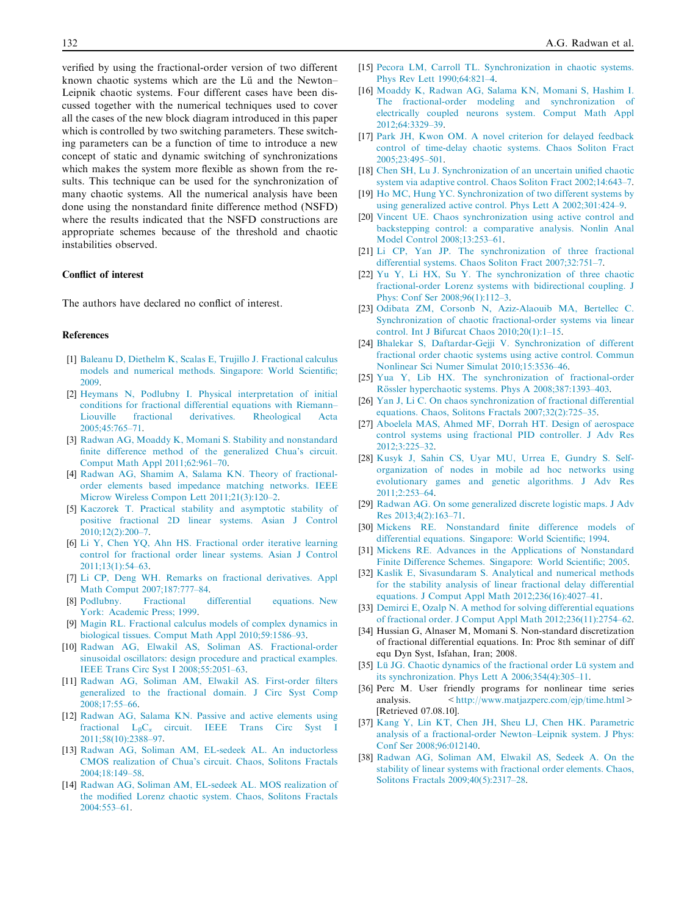verified by using the fractional-order version of two different known chaotic systems which are the Lü and the Newton–Leipnik chaotic systems. Four different cases have been discussed together with the numerical techniques used to cover all the cases of the new block diagram introduced in this paper which is controlled by two switching parameters. These switching parameters can be a function of time to introduce a new concept of static and dynamic switching of synchronizations which makes the system more flexible as shown from the results. This technique can be used for the synchronization of many chaotic systems. All the numerical analysis have been done using the nonstandard finite difference method (NSFD) where the results indicated that the NSFD constructions are appropriate schemes because of the threshold and chaotic instabilities observed.

## Conflict of interest

The authors have declared no conflict of interest.

## References

[1] Baleanu D, Diethelm K, Scalas E, Trujillo J. Fractional calculus models and numerical methods. Singapore: World Scientific; 2009.

[2] Heymans N, Podlubny I. Physical interpretation of initial conditions for fractional differential equations with Riemann–Liouville fractional derivatives. Rheological Acta 2005;45:765–71.

[3] Radwan AG, Moaddy K, Momani S. Stability and nonstandard finite difference method of the generalized Chua's circuit. Comput Math Appl 2011;62:961–70.

[4] Radwan AG, Shamim A, Salama KN. Theory of fractional-order elements based impedance matching networks. IEEE Microw Wireless Compon Lett 2011;21(3):120–2.

[5] Kaczorek T. Practical stability and asymptotic stability of positive fractional 2D linear systems. Asian J Control 2010;12(2):200–7.

[6] Li Y, Chen YQ, Ahn HS. Fractional order iterative learning control for fractional order linear systems. Asian J Control 2011;13(1):54–63.

[7] Li CP, Deng WH. Remarks on fractional derivatives. Appl Math Comput 2007;187:777–84.

[8] Podlubny. Fractional differential equations. New York: Academic Press; 1999.

[9] Magin RL. Fractional calculus models of complex dynamics in biological tissues. Comput Math Appl 2010;59:1586–93.

[10] Radwan AG, Elwakil AS, Soliman AS. Fractional-order sinusoidal oscillators: design procedure and practical examples. IEEE Trans Circ Syst I 2008;55:2051–63.

[11] Radwan AG, Soliman AM, Elwakil AS. First-order filters generalized to the fractional domain. J Circ Syst Comp 2008;17:55–66.

[12] Radwan AG, Salama KN. Passive and active elements using fractional $L_\beta C_\alpha$ circuit. IEEE Trans Circ Syst I 2011;58(10):2388–97.

[13] Radwan AG, Soliman AM, EL-sedeek AL. An inductorless CMOS realization of Chua's circuit. Chaos, Solitons Fractals 2004;18:149–58.

[14] Radwan AG, Soliman AM, EL-sedeek AL. MOS realization of the modified Lorenz chaotic system. Chaos, Solitons Fractals 2004:553–61.

[15] Pecora LM, Carroll TL. Synchronization in chaotic systems. Phys Rev Lett 1990;64:821–4.

[16] Moaddy K, Radwan AG, Salama KN, Momani S, Hashim I. The fractional-order modeling and synchronization of electrically coupled neurons system. Comput Math Appl 2012;64:3329–39.

[17] Park JH, Kwon OM. A novel criterion for delayed feedback control of time-delay chaotic systems. Chaos Soliton Fract 2005;23:495–501.

[18] Chen SH, Lu J. Synchronization of an uncertain unified chaotic system via adaptive control. Chaos Soliton Fract 2002;14:643–7.

[19] Ho MC, Hung YC. Synchronization of two different systems by using generalized active control. Phys Lett A 2002;301:424–9.

[20] Vincent UE. Chaos synchronization using active control and backstepping control: a comparative analysis. Nonlin Anal Model Control 2008;13:253–61.

[21] Li CP, Yan JP. The synchronization of three fractional differential systems. Chaos Soliton Fract 2007;32:751–7.

[22] Yu Y, Li HX, Su Y. The synchronization of three chaotic fractional-order Lorenz systems with bidirectional coupling. J Phys: Conf Ser 2008;96(1):112–3.

[23] Odibata ZM, Corsonb N, Aziz-Alaouib MA, Bertellec C. Synchronization of chaotic fractional-order systems via linear control. Int J Bifurcat Chaos 2010;20(1):1–15.

[24] Bhalekar S, Daftardar-Gejji V. Synchronization of different fractional order chaotic systems using active control. Commun Nonlinear Sci Numer Simulat 2010;15:3536–46.

[25] Yua Y, Lib HX. The synchronization of fractional-order Rössler hyperchaotic systems. Phys A 2008;387:1393–403.

[26] Yan J, Li C. On chaos synchronization of fractional differential equations. Chaos, Solitons Fractals 2007;32(2):725–35.

[27] Aboelela MAS, Ahmed MF, Dorrah HT. Design of aerospace control systems using fractional PID controller. J Adv Res 2012;3:225–32.

[28] Kusyk J, Sahin CS, Uyar MU, Urrea E, Gundry S. Self-organization of nodes in mobile ad hoc networks using evolutionary games and genetic algorithms. J Adv Res 2011;2:253–64.

[29] Radwan AG. On some generalized discrete logistic maps. J Adv Res 2013;4(2):163–71.

[30] Mickens RE. Nonstandard finite difference models of differential equations. Singapore: World Scientific; 1994.

[31] Mickens RE. Advances in the Applications of Nonstandard Finite Difference Schemes. Singapore: World Scientific; 2005.

[32] Kaslik E, Sivasundaram S. Analytical and numerical methods for the stability analysis of linear fractional delay differential equations. J Comput Appl Math 2012;236(16):4027–41.

[33] Demirci E, Ozalp N. A method for solving differential equations of fractional order. J Comput Appl Math 2012;236(11):2754–62.

[34] Hussian G, Alnaser M, Momani S. Non-standard discretization of fractional differential equations. In: Proc 8th seminar of diff equ Dyn Syst, Isfahan, Iran; 2008.

[35] Lü JG. Chaotic dynamics of the fractional order Lü system and its synchronization. Phys Lett A 2006;354(4):305–11.

[36] Perc M. User friendly programs for nonlinear time series analysis. <http://www.matjazperc.com/ejp/time.html> [Retrieved 07.08.10].

[37] Kang Y, Lin KT, Chen JH, Sheu LJ, Chen HK. Parametric analysis of a fractional-order Newton–Leipnik system. J Phys: Conf Ser 2008;96:012140.

[38] Radwan AG, Soliman AM, Elwakil AS, Sedeek A. On the stability of linear systems with fractional order elements. Chaos, Solitons Fractals 2009;40(5):2317–28.